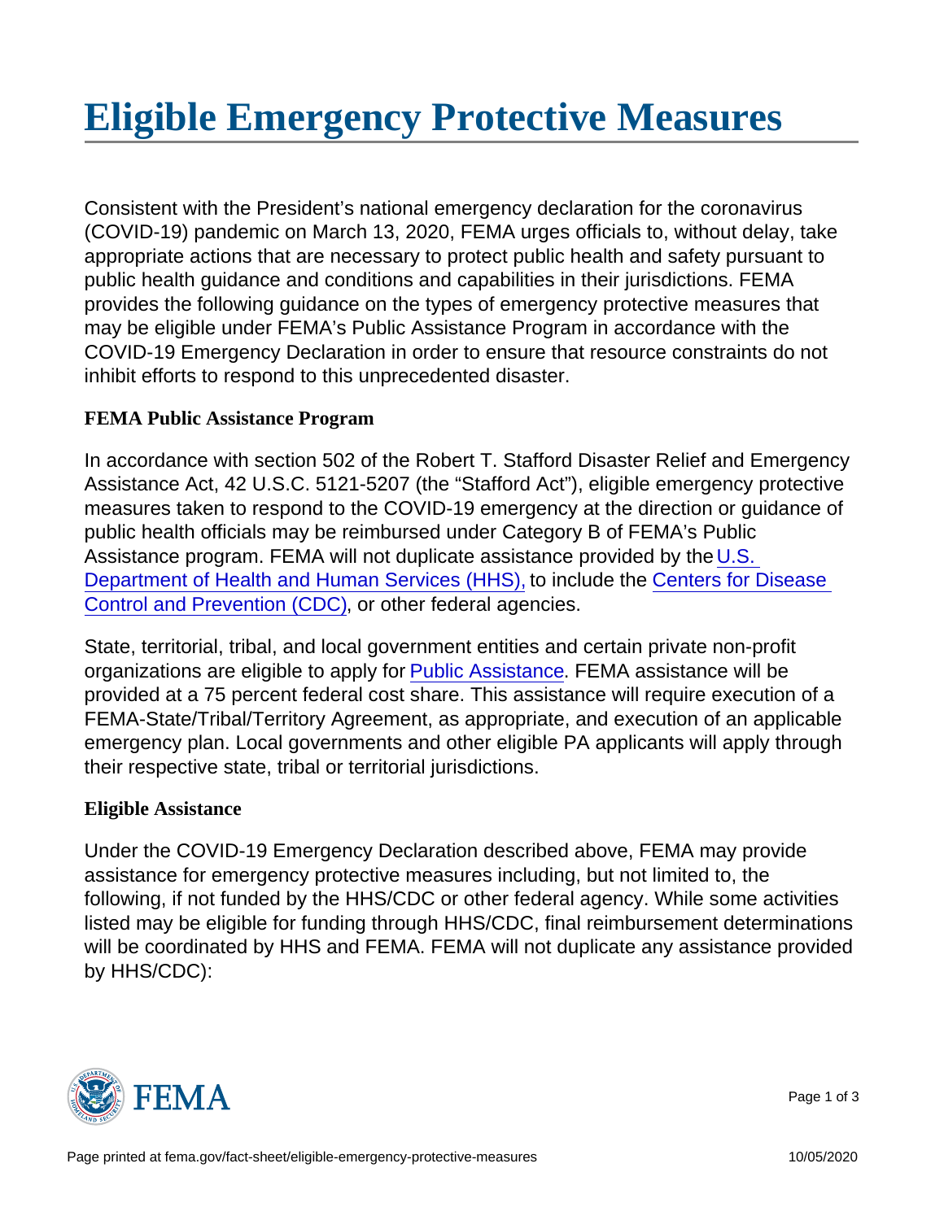# Eligible Emergency Protective Measures

Consistent with the President's national emergency declaration for the coronavirus (COVID-19) pandemic on March 13, 2020, FEMA urges officials to, without delay, take appropriate actions that are necessary to protect public health and safety pursuant to public health guidance and conditions and capabilities in their jurisdictions. FEMA provides the following guidance on the types of emergency protective measures that may be eligible under FEMA's Public Assistance Program in accordance with the COVID-19 Emergency Declaration in order to ensure that resource constraints do not inhibit efforts to respond to this unprecedented disaster.

## FEMA Public Assistance Program

In accordance with section 502 of the Robert T. Stafford Disaster Relief and Emergency Assistance Act, 42 U.S.C. 5121-5207 (the "Stafford Act"), eligible emergency protective measures taken to respond to the COVID-19 emergency at the direction or guidance of public health officials may be reimbursed under Category B of FEMA's Public Assistance program. FEMA will not duplicate assistance provided by the U.S. Department of Health and Human Services (HHS), to include the Centers for Disease Control and Prevention (CDC), or other federal agencies.

State, territorial, tribal, and local government entities and certain private non-profit organizations are eligible to apply for Public Assistance. FEMA assistance will be provided at a 75 percent federal cost share. This assistance will require execution of a FEMA-State/Tribal/Territory Agreement, as appropriate, and execution of an applicable emergency plan. Local governments and other eligible PA applicants will apply through their respective state, tribal or territorial jurisdictions.

## Eligible Assistance

Under the COVID-19 Emergency Declaration described above, FEMA may provide assistance for emergency protective measures including, but not limited to, the following, if not funded by the HHS/CDC or other federal agency. While some activities listed may be eligible for funding through HHS/CDC, final reimbursement determinations will be coordinated by HHS and FEMA. FEMA will not duplicate any assistance provided by HHS/CDC):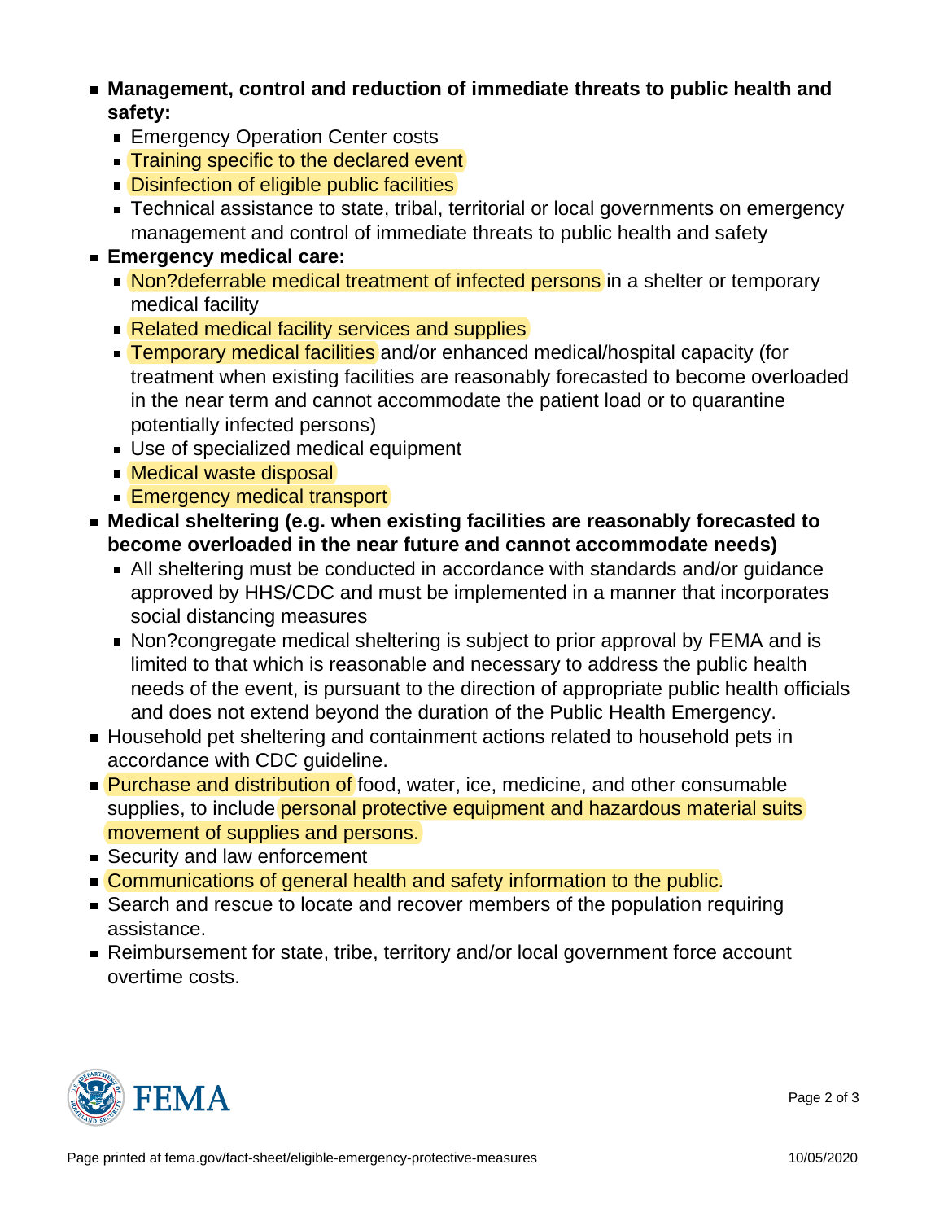- **Management, control and reduction of immediate threats to public health and safety:**
  - Emergency Operation Center costs
  - Training specific to the declared event
  - Disinfection of eligible public facilities
  - Technical assistance to state, tribal, territorial or local governments on emergency management and control of immediate threats to public health and safety
- **Emergency medical care:**
  - Non?deferrable medical treatment of infected persons in a shelter or temporary medical facility
  - Related medical facility services and supplies
  - Temporary medical facilities and/or enhanced medical/hospital capacity (for treatment when existing facilities are reasonably forecasted to become overloaded in the near term and cannot accommodate the patient load or to quarantine potentially infected persons)
  - Use of specialized medical equipment
  - Medical waste disposal
  - Emergency medical transport
- **Medical sheltering (e.g. when existing facilities are reasonably forecasted to become overloaded in the near future and cannot accommodate needs)**
  - All sheltering must be conducted in accordance with standards and/or guidance approved by HHS/CDC and must be implemented in a manner that incorporates social distancing measures
  - Non?congregate medical sheltering is subject to prior approval by FEMA and is limited to that which is reasonable and necessary to address the public health needs of the event, is pursuant to the direction of appropriate public health officials and does not extend beyond the duration of the Public Health Emergency.
- Household pet sheltering and containment actions related to household pets in accordance with CDC guideline.
- Purchase and distribution of food, water, ice, medicine, and other consumable supplies, to include personal protective equipment and hazardous material suits movement of supplies and persons.
- Security and law enforcement
- Communications of general health and safety information to the public.
- Search and rescue to locate and recover members of the population requiring assistance.
- Reimbursement for state, tribe, territory and/or local government force account overtime costs.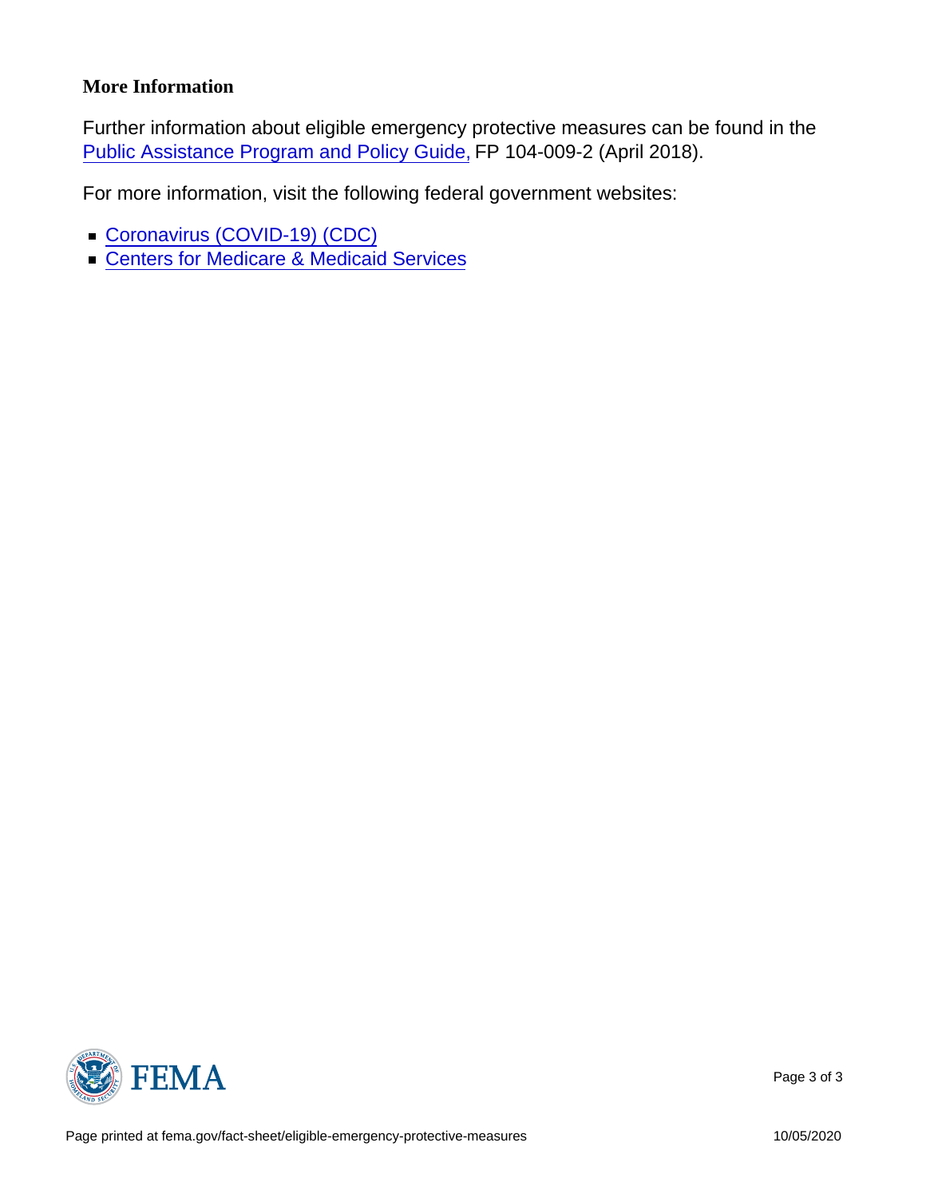### More Information

Further information about eligible emergency protective measures can be found in the Public Assistance Program and Policy Guide, FP 104-009-2 (April 2018).

For more information, visit the following federal government websites:

- Coronavirus (COVID-19) (CDC)
- Centers for Medicare & Medicaid Services